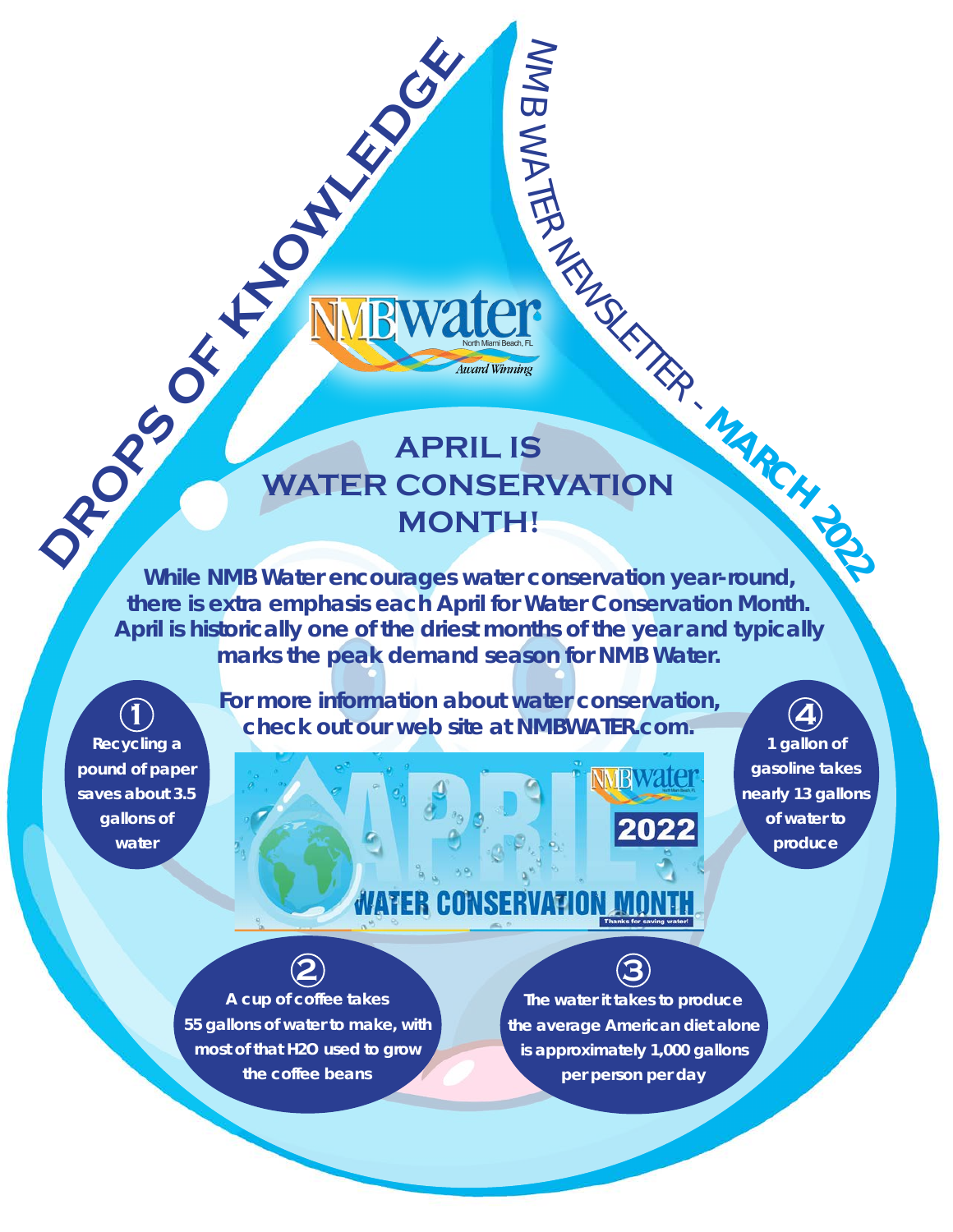# DROPS OF KNOWLEDGE

NMB WATER NEWSLETTER - **MARCH 2022**

NMBwater
North Miami Beach, FL
*Award Winning*

## APRIL IS WATER CONSERVATION MONTH!

**While NMB Water encourages water conservation year-round, there is extra emphasis each April for Water Conservation Month. April is historically one of the driest months of the year and typically marks the peak demand season for NMB Water.**

**For more information about water conservation, check out our web site at NMBWATER.com.**

APRIL
NMBwater
2022
WATER CONSERVATION MONTH
Thanks for saving water!

**①** Recycling a pound of paper saves about 3.5 gallons of water

**②** A cup of coffee takes 55 gallons of water to make, with most of that H2O used to grow the coffee beans

**③** The water it takes to produce the average American diet alone is approximately 1,000 gallons per person per day

**④** 1 gallon of gasoline takes nearly 13 gallons of water to produce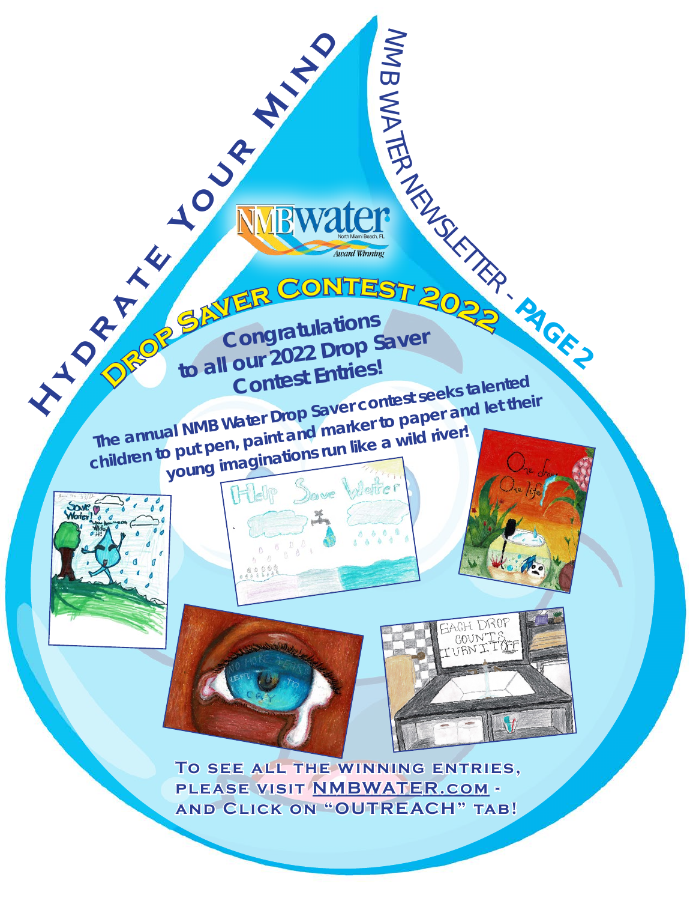# Hydrate Your Mind

NMB Water Newsletter - Page 2

NMBwater
North Miami Beach, FL
Award Winning

## Drop Saver Contest 2022

**Congratulations to all our 2022 Drop Saver Contest Entries!**

**The annual NMB Water Drop Saver contest seeks talented children to put pen, paint and marker to paper and let their young imaginations run like a wild river!**

**To see all the winning entries, please visit NMBWATER.com - and Click on "OUTREACH" tab!**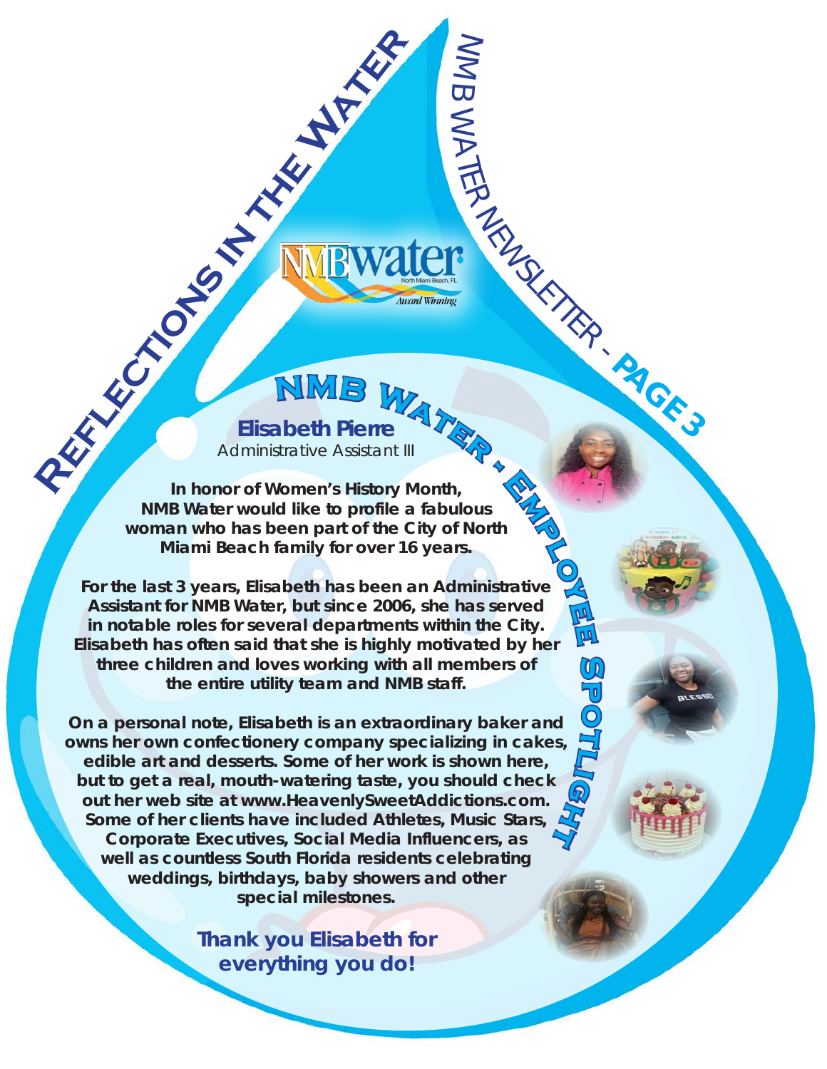# REFLECTIONS IN THE WATER

NMB WATER NEWSLETTER - PAGE 3

## NMB WATER - EMPLOYEE SPOTLIGHT

**Elisabeth Pierre**
Administrative Assistant III

**In honor of Women's History Month, NMB Water would like to profile a fabulous woman who has been part of the City of North Miami Beach family for over 16 years.**

**For the last 3 years, Elisabeth has been an Administrative Assistant for NMB Water, but since 2006, she has served in notable roles for several departments within the City. Elisabeth has often said that she is highly motivated by her three children and loves working with all members of the entire utility team and NMB staff.**

**On a personal note, Elisabeth is an extraordinary baker and owns her own confectionery company specializing in cakes, edible art and desserts. Some of her work is shown here, but to get a real, mouth-watering taste, you should check out her web site at www.HeavenlySweetAddictions.com. Some of her clients have included Athletes, Music Stars, Corporate Executives, Social Media Influencers, as well as countless South Florida residents celebrating weddings, birthdays, baby showers and other special milestones.**

**Thank you Elisabeth for everything you do!**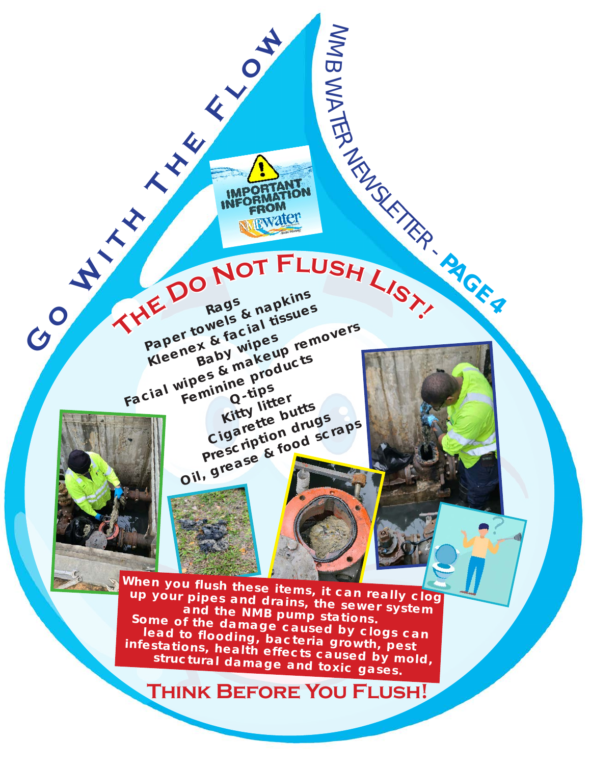# Go With The Flow

NMB Water Newsletter

IMPORTANT INFORMATION FROM NMBwater

## The Do Not Flush List!

- Rags
- Paper towels & napkins
- Kleenex & facial tissues
- Baby wipes
- Facial wipes & makeup removers
- Feminine products
- Q-tips
- Kitty litter
- Cigarette butts
- Prescription drugs
- Oil, grease & food scraps

When you flush these items, it can really clog up your pipes and drains, the sewer system and the NMB pump stations. Some of the damage caused by clogs can lead to flooding, bacteria growth, pest infestations, health effects caused by mold, structural damage and toxic gases.

**Think Before You Flush!**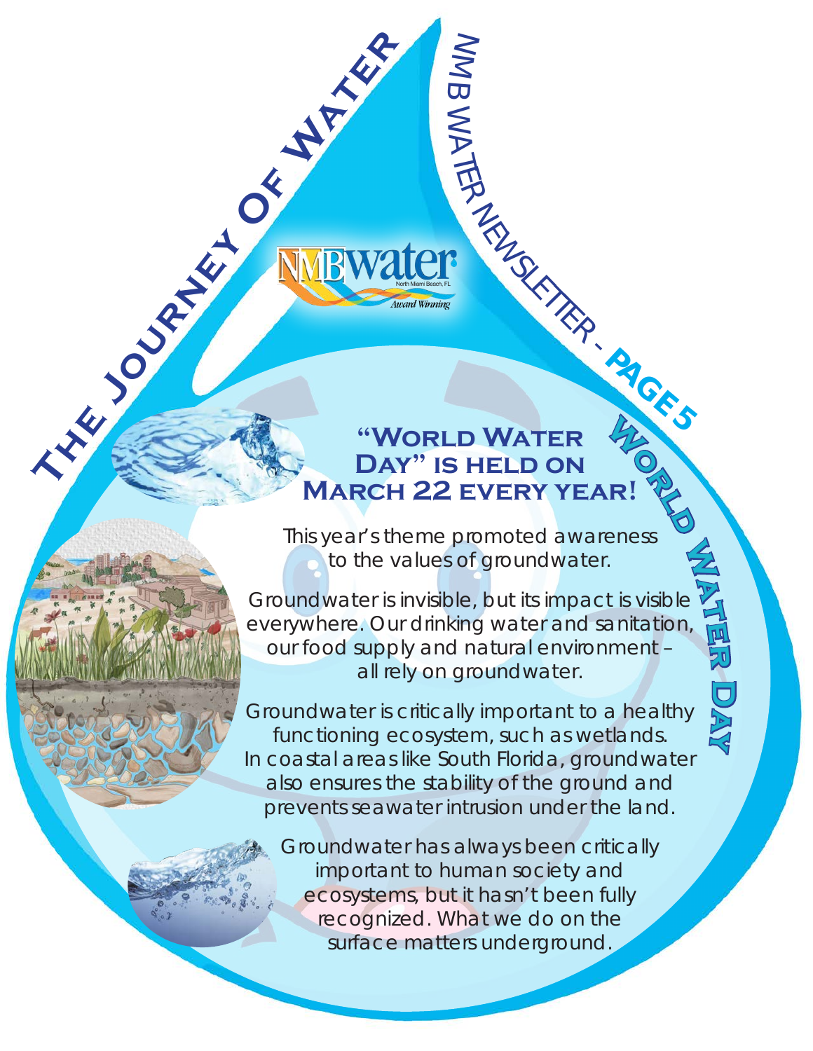# The Journey of Water

NMB WATER NEWSLETTER - PAGE 5

NMBwater North Miami Beach, FL Award Winning

## World Water Day

### "World Water Day" is held on March 22 every year!

This year's theme promoted awareness to the values of groundwater.

Groundwater is invisible, but its impact is visible everywhere. Our drinking water and sanitation, our food supply and natural environment – all rely on groundwater.

Groundwater is critically important to a healthy functioning ecosystem, such as wetlands. In coastal areas like South Florida, groundwater also ensures the stability of the ground and prevents seawater intrusion under the land.

Groundwater has always been critically important to human society and ecosystems, but it hasn't been fully recognized. What we do on the surface matters underground.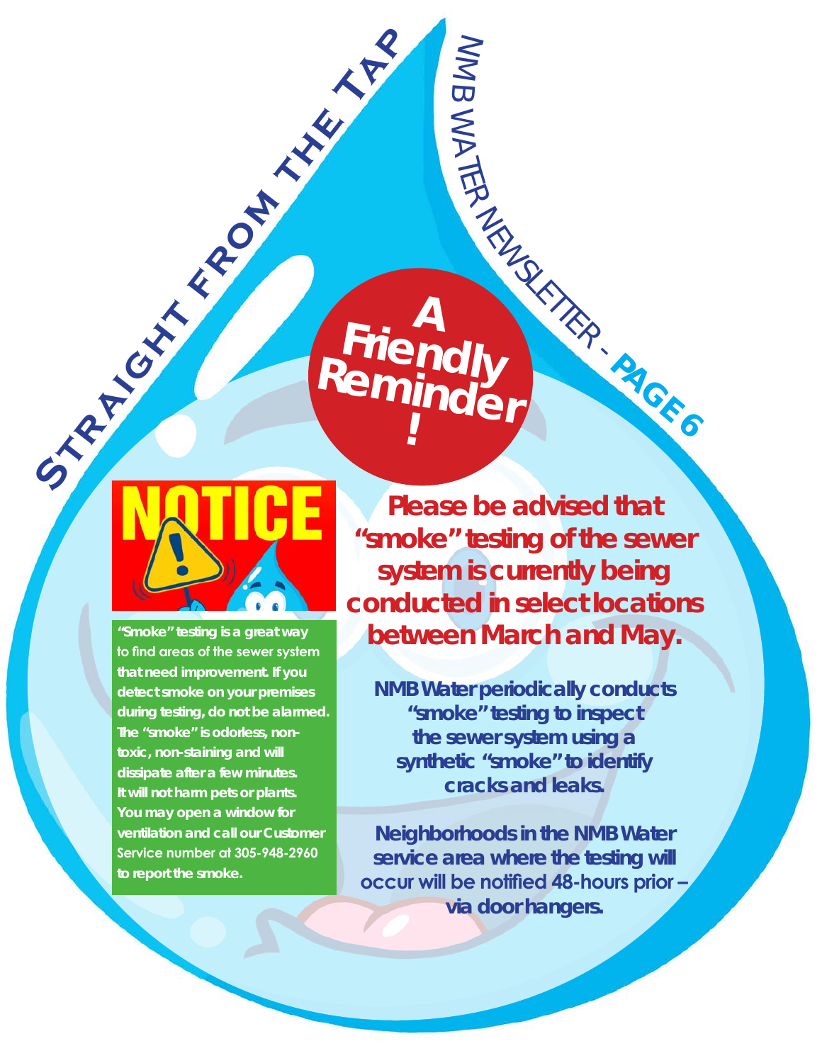# STRAIGHT FROM THE TAP

NMB WATER NEWSLETTER - **PAGE 6**

## A Friendly Reminder!

NOTICE

"Smoke" testing is a great way to find areas of the sewer system that need improvement. If you detect smoke on your premises during testing, do not be alarmed. The "smoke" is odorless, non-toxic, non-staining and will dissipate after a few minutes. It will not harm pets or plants. You may open a window for ventilation and call our Customer Service number at 305-948-2960 to report the smoke.

**Please be advised that "smoke" testing of the sewer system is currently being conducted in select locations between March and May.**

**NMB Water periodically conducts "smoke" testing to inspect the sewer system using a synthetic "smoke" to identify cracks and leaks.**

**Neighborhoods in the NMB Water service area where the testing will occur will be notified 48-hours prior – via door hangers.**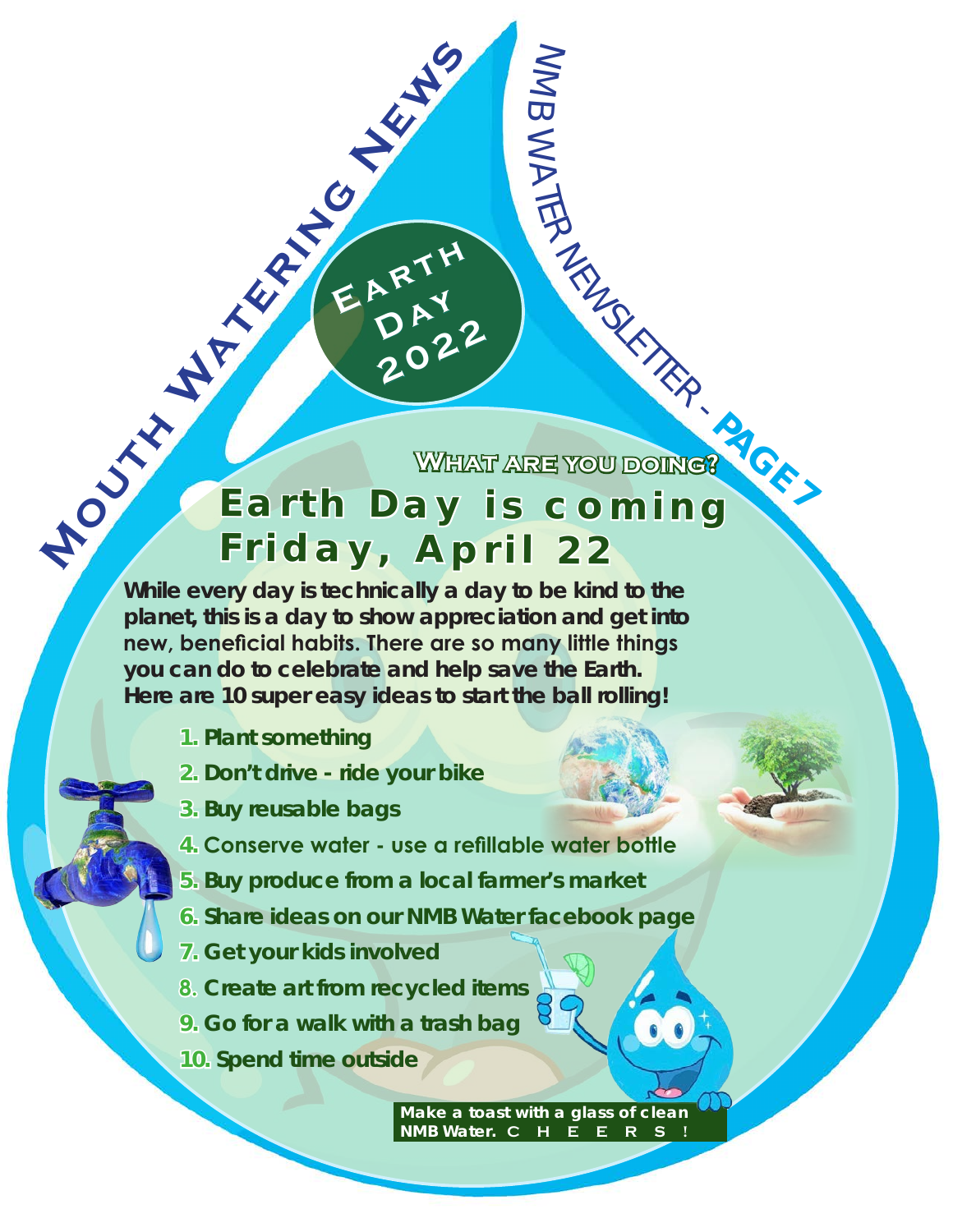# Mouth Watering News

NMB Water Newsletter - Page 7

**Earth Day 2022**

### What are you doing?

## Earth Day is coming Friday, April 22

**While every day is technically a day to be kind to the planet, this is a day to show appreciation and get into new, beneficial habits. There are so many little things you can do to celebrate and help save the Earth. Here are 10 super easy ideas to start the ball rolling!**

1. **Plant something**
2. **Don't drive - ride your bike**
3. **Buy reusable bags**
4. **Conserve water - use a refillable water bottle**
5. **Buy produce from a local farmer's market**
6. **Share ideas on our NMB Water facebook page**
7. **Get your kids involved**
8. **Create art from recycled items**
9. **Go for a walk with a trash bag**
10. **Spend time outside**

**Make a toast with a glass of clean NMB Water. C H E E R S !**